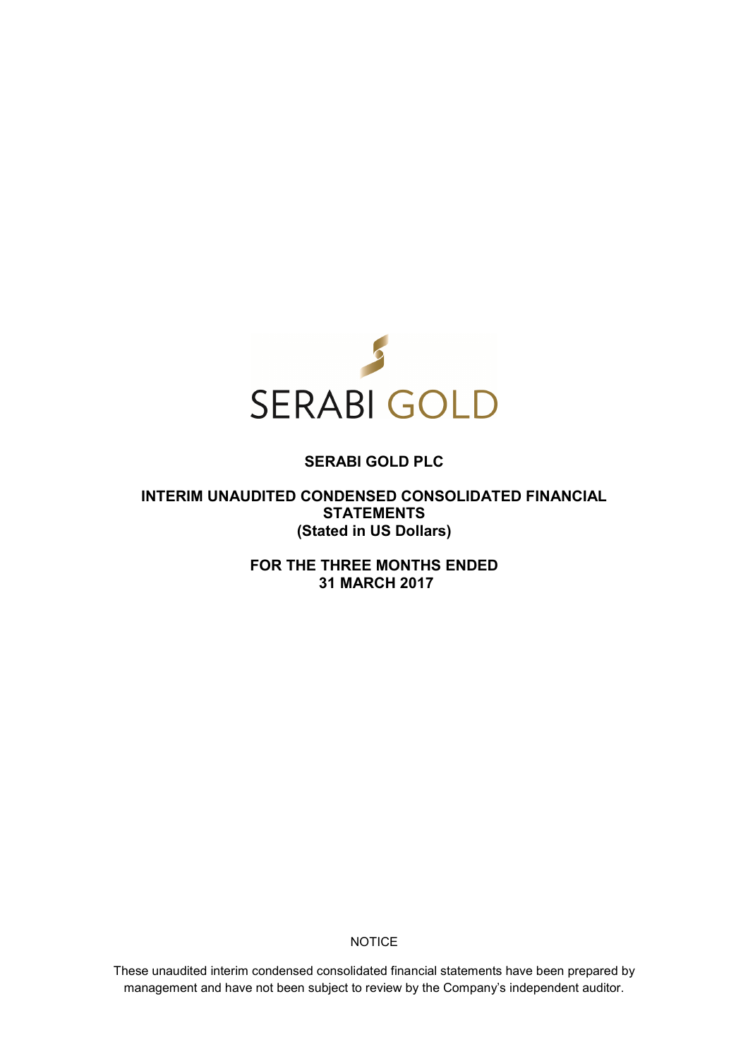SERABI GOLD

# SERABI GOLD PLC

## INTERIM UNAUDITED CONDENSED CONSOLIDATED FINANCIAL STATEMENTS
## (Stated in US Dollars)

## FOR THE THREE MONTHS ENDED
## 31 MARCH 2017

NOTICE

These unaudited interim condensed consolidated financial statements have been prepared by management and have not been subject to review by the Company's independent auditor.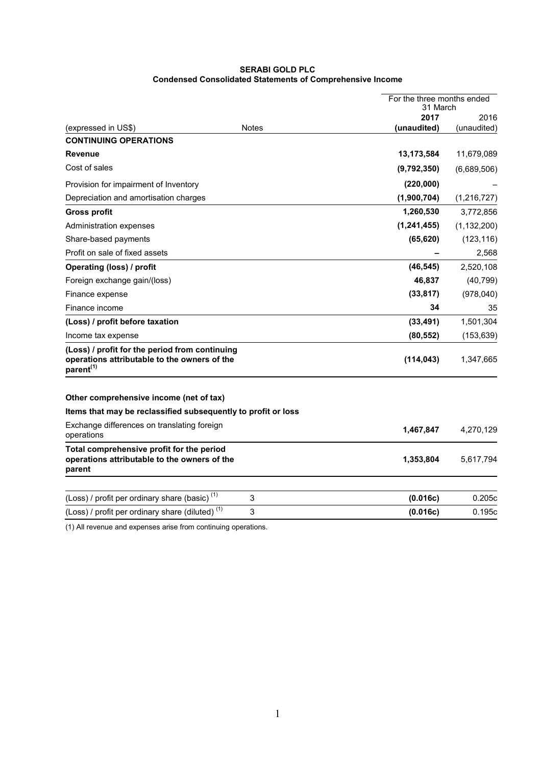**SERABI GOLD PLC**
**Condensed Consolidated Statements of Comprehensive Income**

| (expressed in US$) | Notes | For the three months ended 31 March 2017 (unaudited) | 2016 (unaudited) |
|---|---|---|---|
| **CONTINUING OPERATIONS** | | | |
| **Revenue** | | **13,173,584** | 11,679,089 |
| Cost of sales | | **(9,792,350)** | (6,689,506) |
| Provision for impairment of Inventory | | **(220,000)** | – |
| Depreciation and amortisation charges | | **(1,900,704)** | (1,216,727) |
| **Gross profit** | | **1,260,530** | 3,772,856 |
| Administration expenses | | **(1,241,455)** | (1,132,200) |
| Share-based payments | | **(65,620)** | (123,116) |
| Profit on sale of fixed assets | | **–** | 2,568 |
| **Operating (loss) / profit** | | **(46,545)** | 2,520,108 |
| Foreign exchange gain/(loss) | | **46,837** | (40,799) |
| Finance expense | | **(33,817)** | (978,040) |
| Finance income | | **34** | 35 |
| **(Loss) / profit before taxation** | | **(33,491)** | 1,501,304 |
| Income tax expense | | **(80,552)** | (153,639) |
| **(Loss) / profit for the period from continuing operations attributable to the owners of the parent**[1] | | **(114,043)** | 1,347,665 |
| | | | |
| **Other comprehensive income (net of tax)** | | | |
| **Items that may be reclassified subsequently to profit or loss** | | | |
| Exchange differences on translating foreign operations | | **1,467,847** | 4,270,129 |
| **Total comprehensive profit for the period operations attributable to the owners of the parent** | | **1,353,804** | 5,617,794 |
| | | | |
| (Loss) / profit per ordinary share (basic) [1] | 3 | **(0.016c)** | 0.205c |
| (Loss) / profit per ordinary share (diluted) [1] | 3 | **(0.016c)** | 0.195c |

(1) All revenue and expenses arise from continuing operations.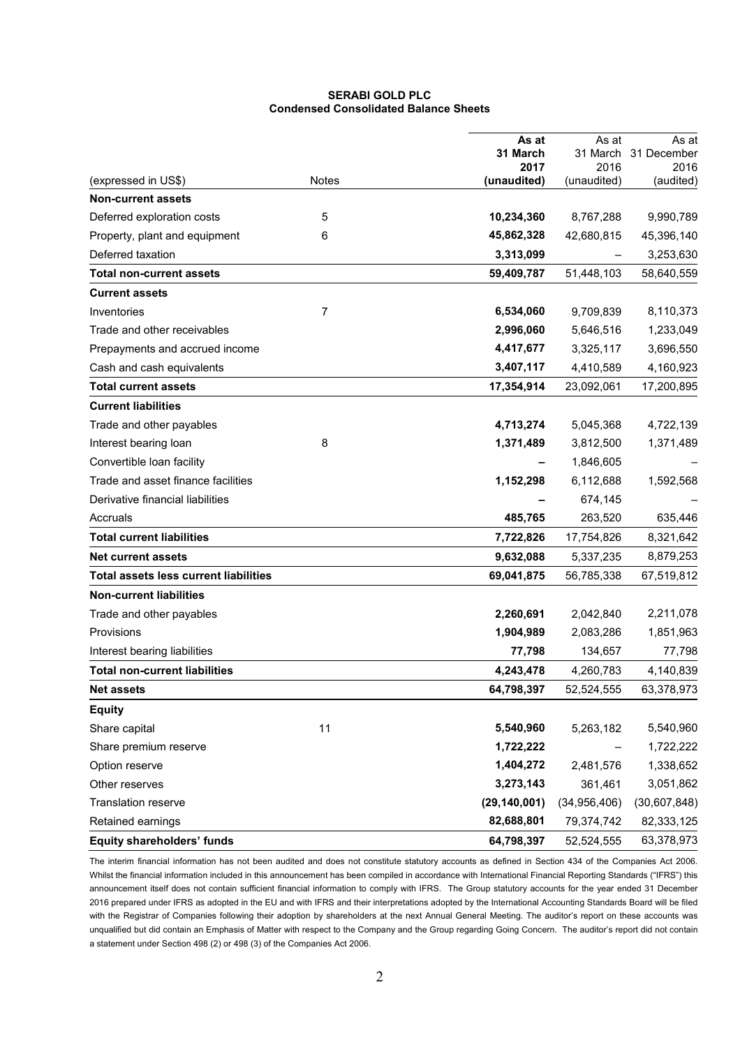**SERABI GOLD PLC**
**Condensed Consolidated Balance Sheets**

| (expressed in US$) | Notes | **As at 31 March 2017 (unaudited)** | As at 31 March 2016 (unaudited) | As at 31 December 2016 (audited) |
|---|---|---|---|---|
| **Non-current assets** | | | | |
| Deferred exploration costs | 5 | **10,234,360** | 8,767,288 | 9,990,789 |
| Property, plant and equipment | 6 | **45,862,328** | 42,680,815 | 45,396,140 |
| Deferred taxation | | **3,313,099** | – | 3,253,630 |
| **Total non-current assets** | | **59,409,787** | 51,448,103 | 58,640,559 |
| **Current assets** | | | | |
| Inventories | 7 | **6,534,060** | 9,709,839 | 8,110,373 |
| Trade and other receivables | | **2,996,060** | 5,646,516 | 1,233,049 |
| Prepayments and accrued income | | **4,417,677** | 3,325,117 | 3,696,550 |
| Cash and cash equivalents | | **3,407,117** | 4,410,589 | 4,160,923 |
| **Total current assets** | | **17,354,914** | 23,092,061 | 17,200,895 |
| **Current liabilities** | | | | |
| Trade and other payables | | **4,713,274** | 5,045,368 | 4,722,139 |
| Interest bearing loan | 8 | **1,371,489** | 3,812,500 | 1,371,489 |
| Convertible loan facility | | **–** | 1,846,605 | – |
| Trade and asset finance facilities | | **1,152,298** | 6,112,688 | 1,592,568 |
| Derivative financial liabilities | | **–** | 674,145 | – |
| Accruals | | **485,765** | 263,520 | 635,446 |
| **Total current liabilities** | | **7,722,826** | 17,754,826 | 8,321,642 |
| **Net current assets** | | **9,632,088** | 5,337,235 | 8,879,253 |
| **Total assets less current liabilities** | | **69,041,875** | 56,785,338 | 67,519,812 |
| **Non-current liabilities** | | | | |
| Trade and other payables | | **2,260,691** | 2,042,840 | 2,211,078 |
| Provisions | | **1,904,989** | 2,083,286 | 1,851,963 |
| Interest bearing liabilities | | **77,798** | 134,657 | 77,798 |
| **Total non-current liabilities** | | **4,243,478** | 4,260,783 | 4,140,839 |
| **Net assets** | | **64,798,397** | 52,524,555 | 63,378,973 |
| **Equity** | | | | |
| Share capital | 11 | **5,540,960** | 5,263,182 | 5,540,960 |
| Share premium reserve | | **1,722,222** | – | 1,722,222 |
| Option reserve | | **1,404,272** | 2,481,576 | 1,338,652 |
| Other reserves | | **3,273,143** | 361,461 | 3,051,862 |
| Translation reserve | | **(29,140,001)** | (34,956,406) | (30,607,848) |
| Retained earnings | | **82,688,801** | 79,374,742 | 82,333,125 |
| **Equity shareholders' funds** | | **64,798,397** | 52,524,555 | 63,378,973 |

The interim financial information has not been audited and does not constitute statutory accounts as defined in Section 434 of the Companies Act 2006. Whilst the financial information included in this announcement has been compiled in accordance with International Financial Reporting Standards ("IFRS") this announcement itself does not contain sufficient financial information to comply with IFRS. The Group statutory accounts for the year ended 31 December 2016 prepared under IFRS as adopted in the EU and with IFRS and their interpretations adopted by the International Accounting Standards Board will be filed with the Registrar of Companies following their adoption by shareholders at the next Annual General Meeting. The auditor's report on these accounts was unqualified but did contain an Emphasis of Matter with respect to the Company and the Group regarding Going Concern. The auditor's report did not contain a statement under Section 498 (2) or 498 (3) of the Companies Act 2006.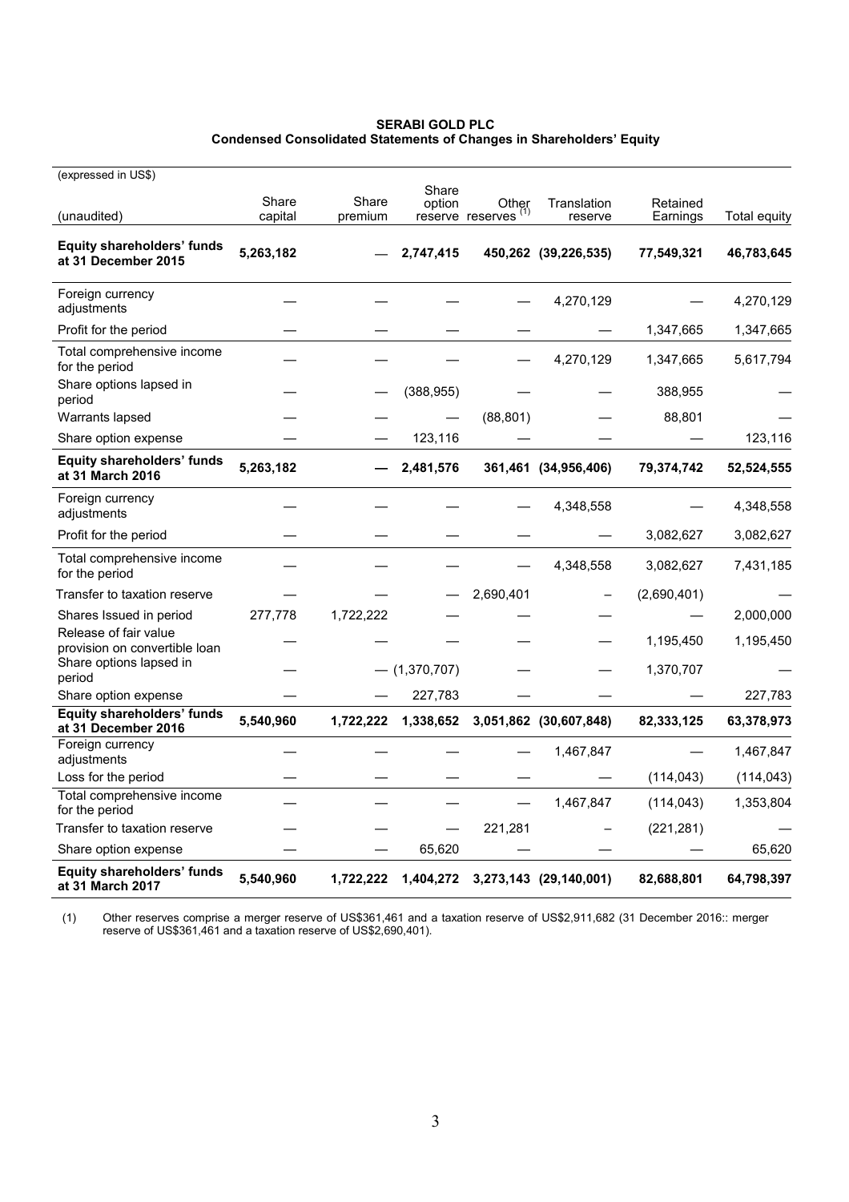**SERABI GOLD PLC**
**Condensed Consolidated Statements of Changes in Shareholders' Equity**

| (expressed in US$) (unaudited) | Share capital | Share premium | Share option reserve | Other reserves (1) | Translation reserve | Retained Earnings | Total equity |
|---|---|---|---|---|---|---|---|
| **Equity shareholders' funds at 31 December 2015** | **5,263,182** | **—** | **2,747,415** | **450,262** | **(39,226,535)** | **77,549,321** | **46,783,645** |
| Foreign currency adjustments | — | — | — | — | 4,270,129 | — | 4,270,129 |
| Profit for the period | — | — | — | — | — | 1,347,665 | 1,347,665 |
| Total comprehensive income for the period | — | — | — | — | 4,270,129 | 1,347,665 | 5,617,794 |
| Share options lapsed in period | — | — | (388,955) | — | — | 388,955 | — |
| Warrants lapsed | — | — | — | (88,801) | — | 88,801 | — |
| Share option expense | — | — | 123,116 | — | — | — | 123,116 |
| **Equity shareholders' funds at 31 March 2016** | **5,263,182** | **—** | **2,481,576** | **361,461** | **(34,956,406)** | **79,374,742** | **52,524,555** |
| Foreign currency adjustments | — | — | — | — | 4,348,558 | — | 4,348,558 |
| Profit for the period | — | — | — | — | — | 3,082,627 | 3,082,627 |
| Total comprehensive income for the period | — | — | — | — | 4,348,558 | 3,082,627 | 7,431,185 |
| Transfer to taxation reserve | — | — | — | 2,690,401 | – | (2,690,401) | — |
| Shares Issued in period | 277,778 | 1,722,222 | — | — | — | — | 2,000,000 |
| Release of fair value provision on convertible loan | — | — | — | — | — | 1,195,450 | 1,195,450 |
| Share options lapsed in period | — | — | (1,370,707) | — | — | 1,370,707 | — |
| Share option expense | — | — | 227,783 | — | — | — | 227,783 |
| **Equity shareholders' funds at 31 December 2016** | **5,540,960** | **1,722,222** | **1,338,652** | **3,051,862** | **(30,607,848)** | **82,333,125** | **63,378,973** |
| Foreign currency adjustments | — | — | — | — | 1,467,847 | — | 1,467,847 |
| Loss for the period | — | — | — | — | — | (114,043) | (114,043) |
| Total comprehensive income for the period | — | — | — | — | 1,467,847 | (114,043) | 1,353,804 |
| Transfer to taxation reserve | — | — | — | 221,281 | – | (221,281) | — |
| Share option expense | — | — | 65,620 | — | — | — | 65,620 |
| **Equity shareholders' funds at 31 March 2017** | **5,540,960** | **1,722,222** | **1,404,272** | **3,273,143** | **(29,140,001)** | **82,688,801** | **64,798,397** |

(1) Other reserves comprise a merger reserve of US$361,461 and a taxation reserve of US$2,911,682 (31 December 2016:: merger reserve of US$361,461 and a taxation reserve of US$2,690,401).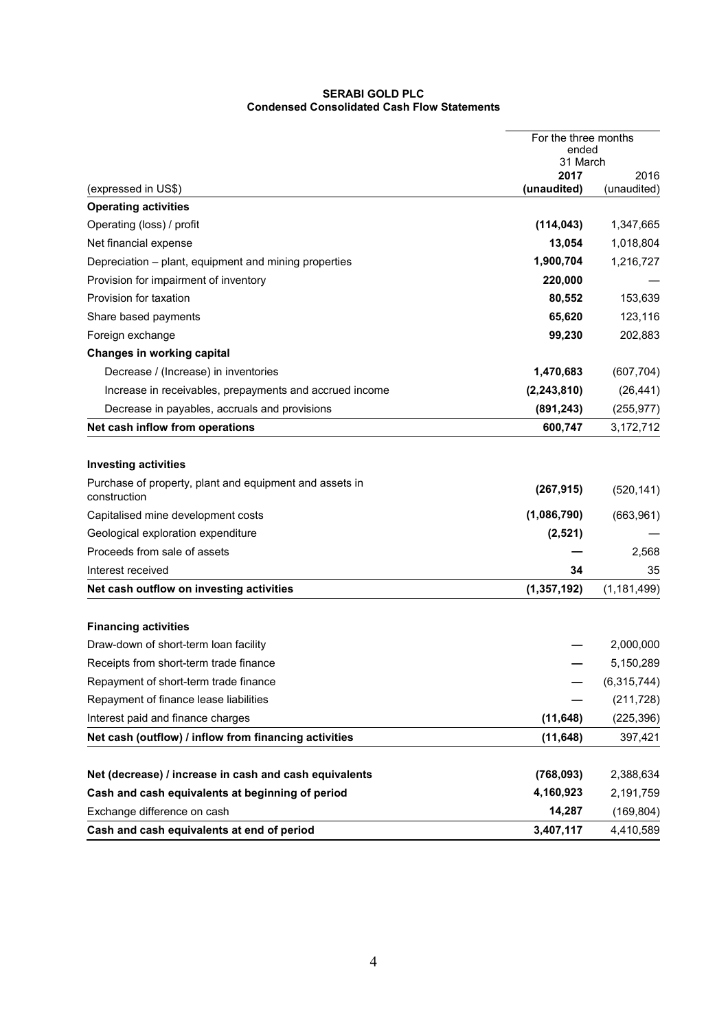**SERABI GOLD PLC**
**Condensed Consolidated Cash Flow Statements**

| | For the three months ended 31 March | |
|---|---|---|
| (expressed in US$) | **2017 (unaudited)** | 2016 (unaudited) |
| **Operating activities** | | |
| Operating (loss) / profit | **(114,043)** | 1,347,665 |
| Net financial expense | **13,054** | 1,018,804 |
| Depreciation – plant, equipment and mining properties | **1,900,704** | 1,216,727 |
| Provision for impairment of inventory | **220,000** | — |
| Provision for taxation | **80,552** | 153,639 |
| Share based payments | **65,620** | 123,116 |
| Foreign exchange | **99,230** | 202,883 |
| **Changes in working capital** | | |
| Decrease / (Increase) in inventories | **1,470,683** | (607,704) |
| Increase in receivables, prepayments and accrued income | **(2,243,810)** | (26,441) |
| Decrease in payables, accruals and provisions | **(891,243)** | (255,977) |
| **Net cash inflow from operations** | **600,747** | 3,172,712 |
| **Investing activities** | | |
| Purchase of property, plant and equipment and assets in construction | **(267,915)** | (520,141) |
| Capitalised mine development costs | **(1,086,790)** | (663,961) |
| Geological exploration expenditure | **(2,521)** | — |
| Proceeds from sale of assets | **—** | 2,568 |
| Interest received | **34** | 35 |
| **Net cash outflow on investing activities** | **(1,357,192)** | (1,181,499) |
| **Financing activities** | | |
| Draw-down of short-term loan facility | **—** | 2,000,000 |
| Receipts from short-term trade finance | **—** | 5,150,289 |
| Repayment of short-term trade finance | **—** | (6,315,744) |
| Repayment of finance lease liabilities | **—** | (211,728) |
| Interest paid and finance charges | **(11,648)** | (225,396) |
| **Net cash (outflow) / inflow from financing activities** | **(11,648)** | 397,421 |
| **Net (decrease) / increase in cash and cash equivalents** | **(768,093)** | 2,388,634 |
| **Cash and cash equivalents at beginning of period** | **4,160,923** | 2,191,759 |
| Exchange difference on cash | **14,287** | (169,804) |
| **Cash and cash equivalents at end of period** | **3,407,117** | 4,410,589 |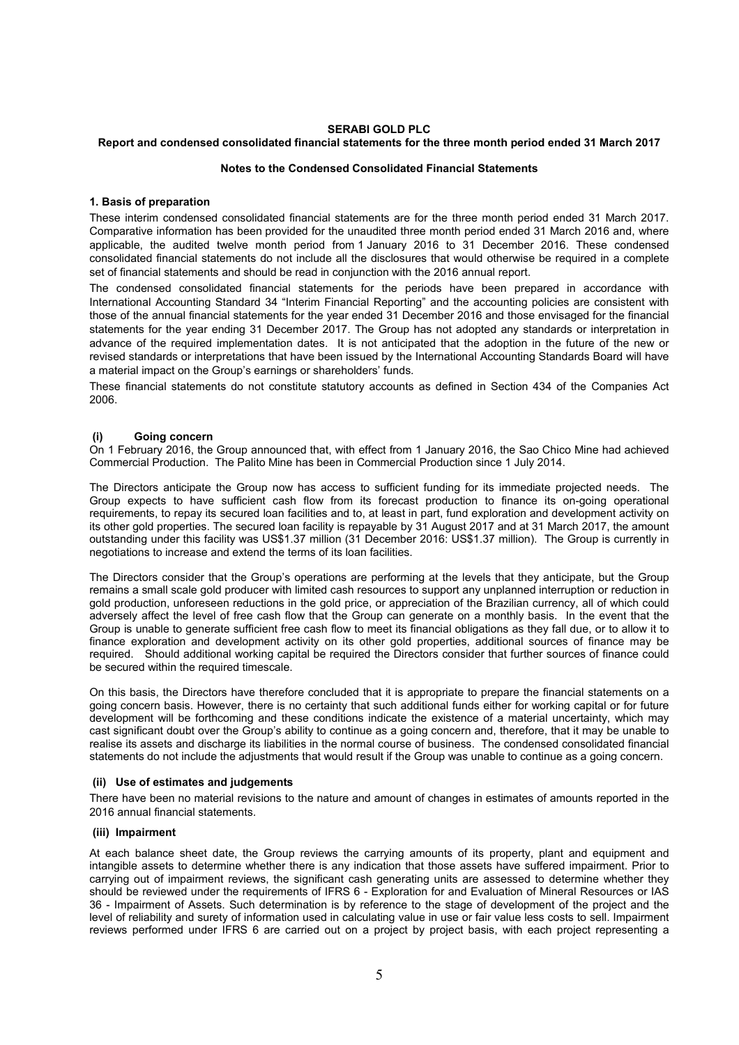**SERABI GOLD PLC**

**Report and condensed consolidated financial statements for the three month period ended 31 March 2017**

**Notes to the Condensed Consolidated Financial Statements**

**1. Basis of preparation**

These interim condensed consolidated financial statements are for the three month period ended 31 March 2017. Comparative information has been provided for the unaudited three month period ended 31 March 2016 and, where applicable, the audited twelve month period from 1 January 2016 to 31 December 2016. These condensed consolidated financial statements do not include all the disclosures that would otherwise be required in a complete set of financial statements and should be read in conjunction with the 2016 annual report.

The condensed consolidated financial statements for the periods have been prepared in accordance with International Accounting Standard 34 "Interim Financial Reporting" and the accounting policies are consistent with those of the annual financial statements for the year ended 31 December 2016 and those envisaged for the financial statements for the year ending 31 December 2017. The Group has not adopted any standards or interpretation in advance of the required implementation dates. It is not anticipated that the adoption in the future of the new or revised standards or interpretations that have been issued by the International Accounting Standards Board will have a material impact on the Group's earnings or shareholders' funds.

These financial statements do not constitute statutory accounts as defined in Section 434 of the Companies Act 2006.

**(i) Going concern**

On 1 February 2016, the Group announced that, with effect from 1 January 2016, the Sao Chico Mine had achieved Commercial Production. The Palito Mine has been in Commercial Production since 1 July 2014.

The Directors anticipate the Group now has access to sufficient funding for its immediate projected needs. The Group expects to have sufficient cash flow from its forecast production to finance its on-going operational requirements, to repay its secured loan facilities and to, at least in part, fund exploration and development activity on its other gold properties. The secured loan facility is repayable by 31 August 2017 and at 31 March 2017, the amount outstanding under this facility was US$1.37 million (31 December 2016: US$1.37 million). The Group is currently in negotiations to increase and extend the terms of its loan facilities.

The Directors consider that the Group's operations are performing at the levels that they anticipate, but the Group remains a small scale gold producer with limited cash resources to support any unplanned interruption or reduction in gold production, unforeseen reductions in the gold price, or appreciation of the Brazilian currency, all of which could adversely affect the level of free cash flow that the Group can generate on a monthly basis. In the event that the Group is unable to generate sufficient free cash flow to meet its financial obligations as they fall due, or to allow it to finance exploration and development activity on its other gold properties, additional sources of finance may be required. Should additional working capital be required the Directors consider that further sources of finance could be secured within the required timescale.

On this basis, the Directors have therefore concluded that it is appropriate to prepare the financial statements on a going concern basis. However, there is no certainty that such additional funds either for working capital or for future development will be forthcoming and these conditions indicate the existence of a material uncertainty, which may cast significant doubt over the Group's ability to continue as a going concern and, therefore, that it may be unable to realise its assets and discharge its liabilities in the normal course of business. The condensed consolidated financial statements do not include the adjustments that would result if the Group was unable to continue as a going concern.

**(ii) Use of estimates and judgements**

There have been no material revisions to the nature and amount of changes in estimates of amounts reported in the 2016 annual financial statements.

**(iii) Impairment**

At each balance sheet date, the Group reviews the carrying amounts of its property, plant and equipment and intangible assets to determine whether there is any indication that those assets have suffered impairment. Prior to carrying out of impairment reviews, the significant cash generating units are assessed to determine whether they should be reviewed under the requirements of IFRS 6 - Exploration for and Evaluation of Mineral Resources or IAS 36 - Impairment of Assets. Such determination is by reference to the stage of development of the project and the level of reliability and surety of information used in calculating value in use or fair value less costs to sell. Impairment reviews performed under IFRS 6 are carried out on a project by project basis, with each project representing a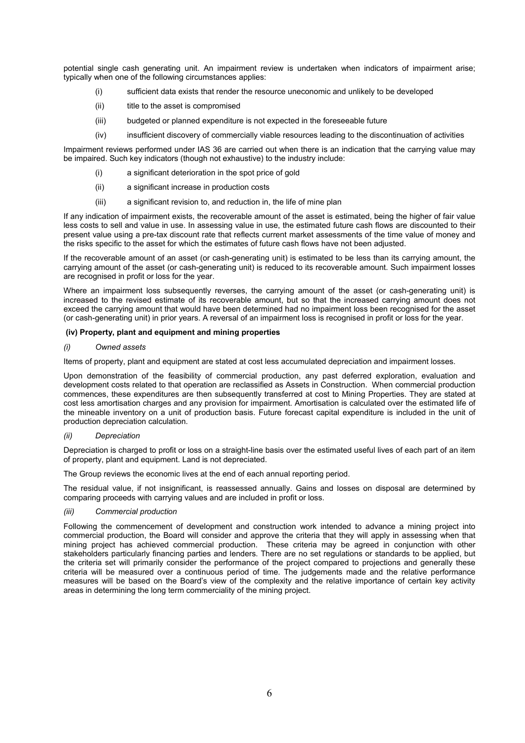potential single cash generating unit. An impairment review is undertaken when indicators of impairment arise; typically when one of the following circumstances applies:

(i) sufficient data exists that render the resource uneconomic and unlikely to be developed

(ii) title to the asset is compromised

(iii) budgeted or planned expenditure is not expected in the foreseeable future

(iv) insufficient discovery of commercially viable resources leading to the discontinuation of activities

Impairment reviews performed under IAS 36 are carried out when there is an indication that the carrying value may be impaired. Such key indicators (though not exhaustive) to the industry include:

(i) a significant deterioration in the spot price of gold

(ii) a significant increase in production costs

(iii) a significant revision to, and reduction in, the life of mine plan

If any indication of impairment exists, the recoverable amount of the asset is estimated, being the higher of fair value less costs to sell and value in use. In assessing value in use, the estimated future cash flows are discounted to their present value using a pre-tax discount rate that reflects current market assessments of the time value of money and the risks specific to the asset for which the estimates of future cash flows have not been adjusted.

If the recoverable amount of an asset (or cash-generating unit) is estimated to be less than its carrying amount, the carrying amount of the asset (or cash-generating unit) is reduced to its recoverable amount. Such impairment losses are recognised in profit or loss for the year.

Where an impairment loss subsequently reverses, the carrying amount of the asset (or cash-generating unit) is increased to the revised estimate of its recoverable amount, but so that the increased carrying amount does not exceed the carrying amount that would have been determined had no impairment loss been recognised for the asset (or cash-generating unit) in prior years. A reversal of an impairment loss is recognised in profit or loss for the year.

**(iv) Property, plant and equipment and mining properties**

*(i) Owned assets*

Items of property, plant and equipment are stated at cost less accumulated depreciation and impairment losses.

Upon demonstration of the feasibility of commercial production, any past deferred exploration, evaluation and development costs related to that operation are reclassified as Assets in Construction. When commercial production commences, these expenditures are then subsequently transferred at cost to Mining Properties. They are stated at cost less amortisation charges and any provision for impairment. Amortisation is calculated over the estimated life of the mineable inventory on a unit of production basis. Future forecast capital expenditure is included in the unit of production depreciation calculation.

*(ii) Depreciation*

Depreciation is charged to profit or loss on a straight-line basis over the estimated useful lives of each part of an item of property, plant and equipment. Land is not depreciated.

The Group reviews the economic lives at the end of each annual reporting period.

The residual value, if not insignificant, is reassessed annually. Gains and losses on disposal are determined by comparing proceeds with carrying values and are included in profit or loss.

*(iii) Commercial production*

Following the commencement of development and construction work intended to advance a mining project into commercial production, the Board will consider and approve the criteria that they will apply in assessing when that mining project has achieved commercial production. These criteria may be agreed in conjunction with other stakeholders particularly financing parties and lenders. There are no set regulations or standards to be applied, but the criteria set will primarily consider the performance of the project compared to projections and generally these criteria will be measured over a continuous period of time. The judgements made and the relative performance measures will be based on the Board's view of the complexity and the relative importance of certain key activity areas in determining the long term commerciality of the mining project.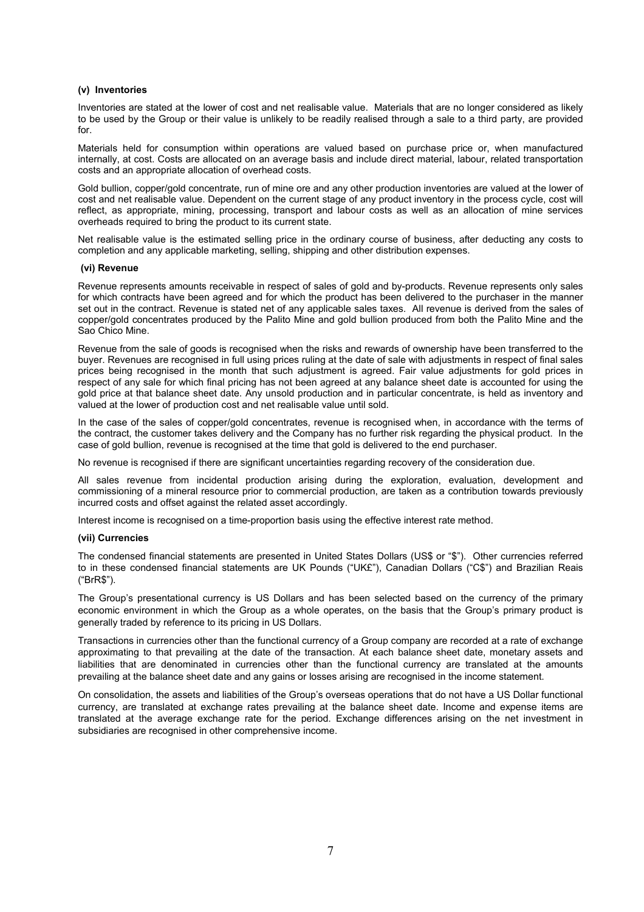**(v) Inventories**

Inventories are stated at the lower of cost and net realisable value. Materials that are no longer considered as likely to be used by the Group or their value is unlikely to be readily realised through a sale to a third party, are provided for.

Materials held for consumption within operations are valued based on purchase price or, when manufactured internally, at cost. Costs are allocated on an average basis and include direct material, labour, related transportation costs and an appropriate allocation of overhead costs.

Gold bullion, copper/gold concentrate, run of mine ore and any other production inventories are valued at the lower of cost and net realisable value. Dependent on the current stage of any product inventory in the process cycle, cost will reflect, as appropriate, mining, processing, transport and labour costs as well as an allocation of mine services overheads required to bring the product to its current state.

Net realisable value is the estimated selling price in the ordinary course of business, after deducting any costs to completion and any applicable marketing, selling, shipping and other distribution expenses.

**(vi) Revenue**

Revenue represents amounts receivable in respect of sales of gold and by-products. Revenue represents only sales for which contracts have been agreed and for which the product has been delivered to the purchaser in the manner set out in the contract. Revenue is stated net of any applicable sales taxes. All revenue is derived from the sales of copper/gold concentrates produced by the Palito Mine and gold bullion produced from both the Palito Mine and the Sao Chico Mine.

Revenue from the sale of goods is recognised when the risks and rewards of ownership have been transferred to the buyer. Revenues are recognised in full using prices ruling at the date of sale with adjustments in respect of final sales prices being recognised in the month that such adjustment is agreed. Fair value adjustments for gold prices in respect of any sale for which final pricing has not been agreed at any balance sheet date is accounted for using the gold price at that balance sheet date. Any unsold production and in particular concentrate, is held as inventory and valued at the lower of production cost and net realisable value until sold.

In the case of the sales of copper/gold concentrates, revenue is recognised when, in accordance with the terms of the contract, the customer takes delivery and the Company has no further risk regarding the physical product. In the case of gold bullion, revenue is recognised at the time that gold is delivered to the end purchaser.

No revenue is recognised if there are significant uncertainties regarding recovery of the consideration due.

All sales revenue from incidental production arising during the exploration, evaluation, development and commissioning of a mineral resource prior to commercial production, are taken as a contribution towards previously incurred costs and offset against the related asset accordingly.

Interest income is recognised on a time-proportion basis using the effective interest rate method.

**(vii) Currencies**

The condensed financial statements are presented in United States Dollars (US$ or "$"). Other currencies referred to in these condensed financial statements are UK Pounds ("UK£"), Canadian Dollars ("C$") and Brazilian Reais ("BrR$").

The Group's presentational currency is US Dollars and has been selected based on the currency of the primary economic environment in which the Group as a whole operates, on the basis that the Group's primary product is generally traded by reference to its pricing in US Dollars.

Transactions in currencies other than the functional currency of a Group company are recorded at a rate of exchange approximating to that prevailing at the date of the transaction. At each balance sheet date, monetary assets and liabilities that are denominated in currencies other than the functional currency are translated at the amounts prevailing at the balance sheet date and any gains or losses arising are recognised in the income statement.

On consolidation, the assets and liabilities of the Group's overseas operations that do not have a US Dollar functional currency, are translated at exchange rates prevailing at the balance sheet date. Income and expense items are translated at the average exchange rate for the period. Exchange differences arising on the net investment in subsidiaries are recognised in other comprehensive income.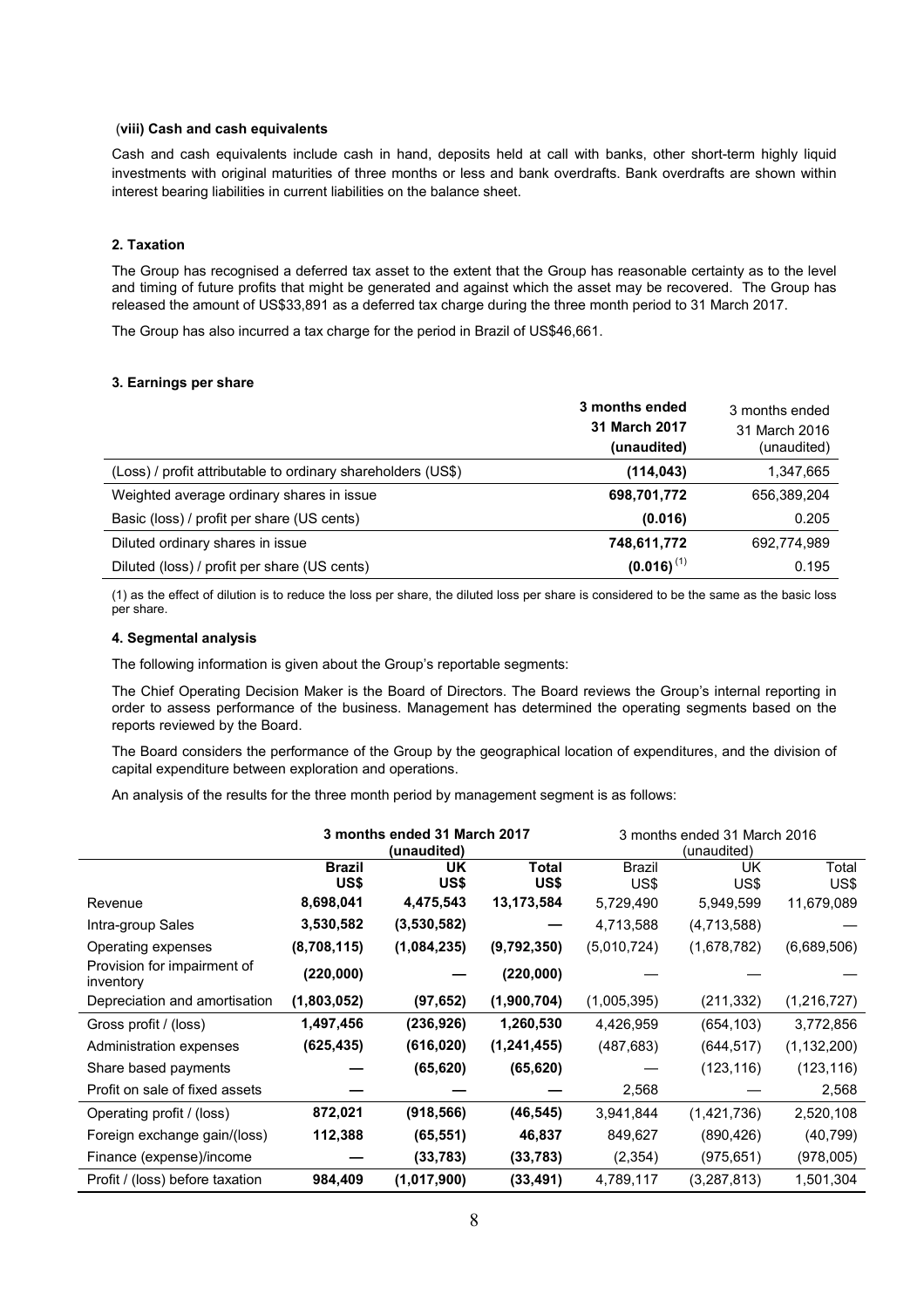### (viii) Cash and cash equivalents

Cash and cash equivalents include cash in hand, deposits held at call with banks, other short-term highly liquid investments with original maturities of three months or less and bank overdrafts. Bank overdrafts are shown within interest bearing liabilities in current liabilities on the balance sheet.

## 2. Taxation

The Group has recognised a deferred tax asset to the extent that the Group has reasonable certainty as to the level and timing of future profits that might be generated and against which the asset may be recovered. The Group has released the amount of US$33,891 as a deferred tax charge during the three month period to 31 March 2017.

The Group has also incurred a tax charge for the period in Brazil of US$46,661.

## 3. Earnings per share

| | **3 months ended 31 March 2017 (unaudited)** | 3 months ended 31 March 2016 (unaudited) |
|---|---|---|
| (Loss) / profit attributable to ordinary shareholders (US$) | **(114,043)** | 1,347,665 |
| Weighted average ordinary shares in issue | **698,701,772** | 656,389,204 |
| Basic (loss) / profit per share (US cents) | **(0.016)** | 0.205 |
| Diluted ordinary shares in issue | **748,611,772** | 692,774,989 |
| Diluted (loss) / profit per share (US cents) | **(0.016)** [(1)] | 0.195 |

(1) as the effect of dilution is to reduce the loss per share, the diluted loss per share is considered to be the same as the basic loss per share.

## 4. Segmental analysis

The following information is given about the Group's reportable segments:

The Chief Operating Decision Maker is the Board of Directors. The Board reviews the Group's internal reporting in order to assess performance of the business. Management has determined the operating segments based on the reports reviewed by the Board.

The Board considers the performance of the Group by the geographical location of expenditures, and the division of capital expenditure between exploration and operations.

An analysis of the results for the three month period by management segment is as follows:

| | **3 months ended 31 March 2017 (unaudited)** | | | 3 months ended 31 March 2016 (unaudited) | | |
|---|---|---|---|---|---|---|
| | **Brazil US$** | **UK US$** | **Total US$** | Brazil US$ | UK US$ | Total US$ |
| Revenue | **8,698,041** | **4,475,543** | **13,173,584** | 5,729,490 | 5,949,599 | 11,679,089 |
| Intra-group Sales | **3,530,582** | **(3,530,582)** | **—** | 4,713,588 | (4,713,588) | — |
| Operating expenses | **(8,708,115)** | **(1,084,235)** | **(9,792,350)** | (5,010,724) | (1,678,782) | (6,689,506) |
| Provision for impairment of inventory | **(220,000)** | **—** | **(220,000)** | — | — | — |
| Depreciation and amortisation | **(1,803,052)** | **(97,652)** | **(1,900,704)** | (1,005,395) | (211,332) | (1,216,727) |
| Gross profit / (loss) | **1,497,456** | **(236,926)** | **1,260,530** | 4,426,959 | (654,103) | 3,772,856 |
| Administration expenses | **(625,435)** | **(616,020)** | **(1,241,455)** | (487,683) | (644,517) | (1,132,200) |
| Share based payments | **—** | **(65,620)** | **(65,620)** | — | (123,116) | (123,116) |
| Profit on sale of fixed assets | **—** | **—** | **—** | 2,568 | — | 2,568 |
| Operating profit / (loss) | **872,021** | **(918,566)** | **(46,545)** | 3,941,844 | (1,421,736) | 2,520,108 |
| Foreign exchange gain/(loss) | **112,388** | **(65,551)** | **46,837** | 849,627 | (890,426) | (40,799) |
| Finance (expense)/income | **—** | **(33,783)** | **(33,783)** | (2,354) | (975,651) | (978,005) |
| Profit / (loss) before taxation | **984,409** | **(1,017,900)** | **(33,491)** | 4,789,117 | (3,287,813) | 1,501,304 |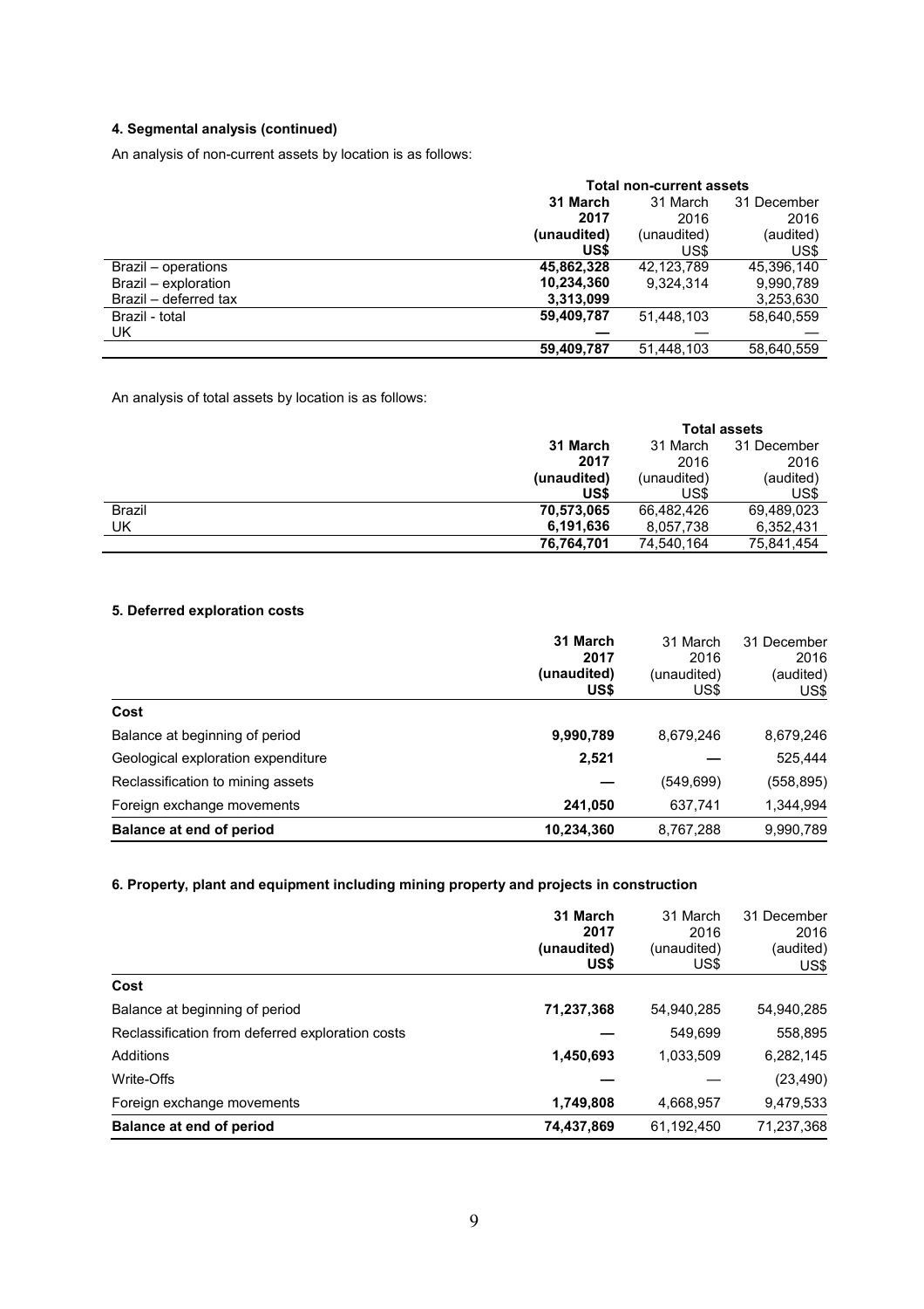#### 4. Segmental analysis (continued)

An analysis of non-current assets by location is as follows:

| | Total non-current assets | | |
|---|---|---|---|
| | **31 March 2017 (unaudited) US$** | 31 March 2016 (unaudited) US$ | 31 December 2016 (audited) US$ |
| Brazil – operations | **45,862,328** | 42,123,789 | 45,396,140 |
| Brazil – exploration | **10,234,360** | 9,324,314 | 9,990,789 |
| Brazil – deferred tax | **3,313,099** | | 3,253,630 |
| Brazil - total | **59,409,787** | 51,448,103 | 58,640,559 |
| UK | **—** | — | — |
| | **59,409,787** | 51,448,103 | 58,640,559 |

An analysis of total assets by location is as follows:

| | Total assets | | |
|---|---|---|---|
| | **31 March 2017 (unaudited) US$** | 31 March 2016 (unaudited) US$ | 31 December 2016 (audited) US$ |
| Brazil | **70,573,065** | 66,482,426 | 69,489,023 |
| UK | **6,191,636** | 8,057,738 | 6,352,431 |
| | **76,764,701** | 74,540,164 | 75,841,454 |

#### 5. Deferred exploration costs

| | **31 March 2017 (unaudited) US$** | 31 March 2016 (unaudited) US$ | 31 December 2016 (audited) US$ |
|---|---|---|---|
| **Cost** | | | |
| Balance at beginning of period | **9,990,789** | 8,679,246 | 8,679,246 |
| Geological exploration expenditure | **2,521** | — | 525,444 |
| Reclassification to mining assets | **—** | (549,699) | (558,895) |
| Foreign exchange movements | **241,050** | 637,741 | 1,344,994 |
| **Balance at end of period** | **10,234,360** | 8,767,288 | 9,990,789 |

#### 6. Property, plant and equipment including mining property and projects in construction

| | **31 March 2017 (unaudited) US$** | 31 March 2016 (unaudited) US$ | 31 December 2016 (audited) US$ |
|---|---|---|---|
| **Cost** | | | |
| Balance at beginning of period | **71,237,368** | 54,940,285 | 54,940,285 |
| Reclassification from deferred exploration costs | **—** | 549,699 | 558,895 |
| Additions | **1,450,693** | 1,033,509 | 6,282,145 |
| Write-Offs | **—** | — | (23,490) |
| Foreign exchange movements | **1,749,808** | 4,668,957 | 9,479,533 |
| **Balance at end of period** | **74,437,869** | 61,192,450 | 71,237,368 |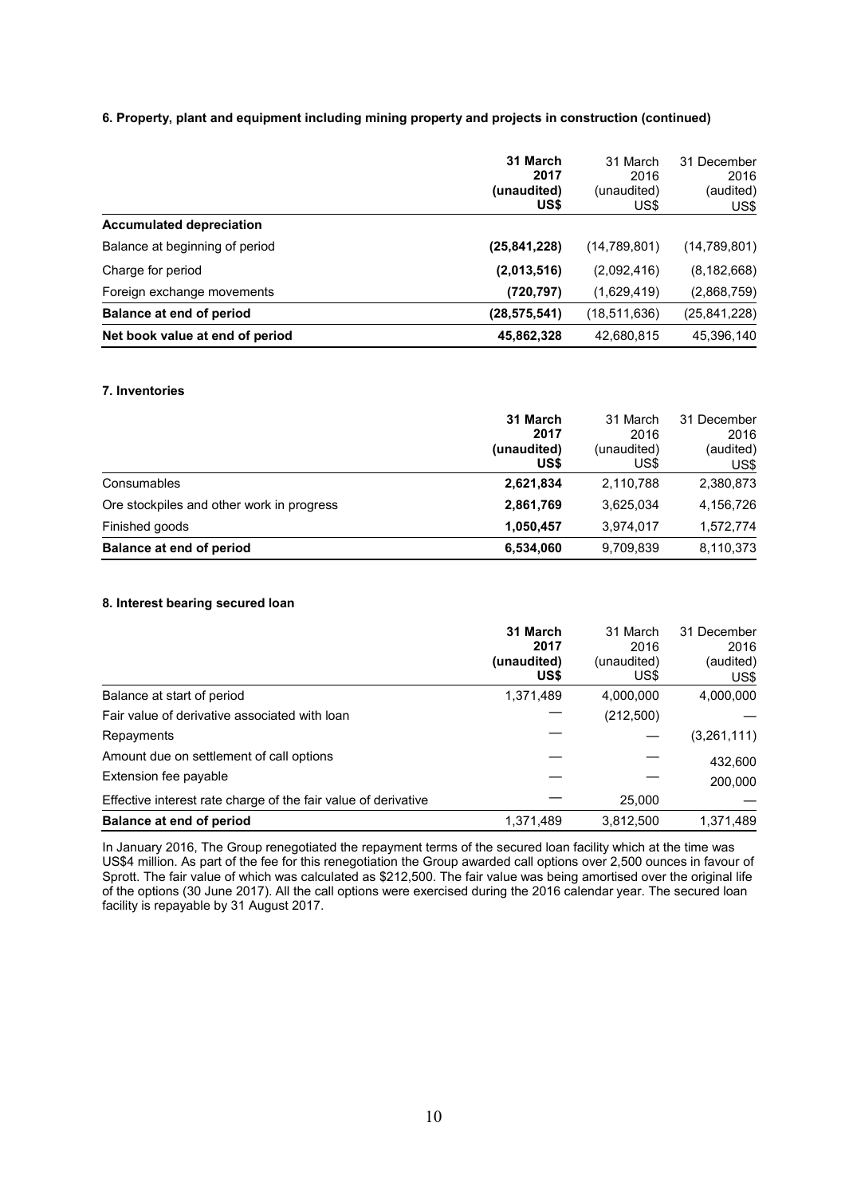**6. Property, plant and equipment including mining property and projects in construction (continued)**

| | **31 March 2017 (unaudited) US$** | 31 March 2016 (unaudited) US$ | 31 December 2016 (audited) US$ |
|---|---|---|---|
| **Accumulated depreciation** | | | |
| Balance at beginning of period | **(25,841,228)** | (14,789,801) | (14,789,801) |
| Charge for period | **(2,013,516)** | (2,092,416) | (8,182,668) |
| Foreign exchange movements | **(720,797)** | (1,629,419) | (2,868,759) |
| **Balance at end of period** | **(28,575,541)** | (18,511,636) | (25,841,228) |
| **Net book value at end of period** | **45,862,328** | 42,680,815 | 45,396,140 |

**7. Inventories**

| | **31 March 2017 (unaudited) US$** | 31 March 2016 (unaudited) US$ | 31 December 2016 (audited) US$ |
|---|---|---|---|
| Consumables | **2,621,834** | 2,110,788 | 2,380,873 |
| Ore stockpiles and other work in progress | **2,861,769** | 3,625,034 | 4,156,726 |
| Finished goods | **1,050,457** | 3,974,017 | 1,572,774 |
| **Balance at end of period** | **6,534,060** | 9,709,839 | 8,110,373 |

**8. Interest bearing secured loan**

| | **31 March 2017 (unaudited) US$** | 31 March 2016 (unaudited) US$ | 31 December 2016 (audited) US$ |
|---|---|---|---|
| Balance at start of period | 1,371,489 | 4,000,000 | 4,000,000 |
| Fair value of derivative associated with loan | — | (212,500) | — |
| Repayments | — | — | (3,261,111) |
| Amount due on settlement of call options | — | — | 432,600 |
| Extension fee payable | — | — | 200,000 |
| Effective interest rate charge of the fair value of derivative | — | 25,000 | — |
| **Balance at end of period** | 1,371,489 | 3,812,500 | 1,371,489 |

In January 2016, The Group renegotiated the repayment terms of the secured loan facility which at the time was US$4 million. As part of the fee for this renegotiation the Group awarded call options over 2,500 ounces in favour of Sprott. The fair value of which was calculated as $212,500. The fair value was being amortised over the original life of the options (30 June 2017). All the call options were exercised during the 2016 calendar year. The secured loan facility is repayable by 31 August 2017.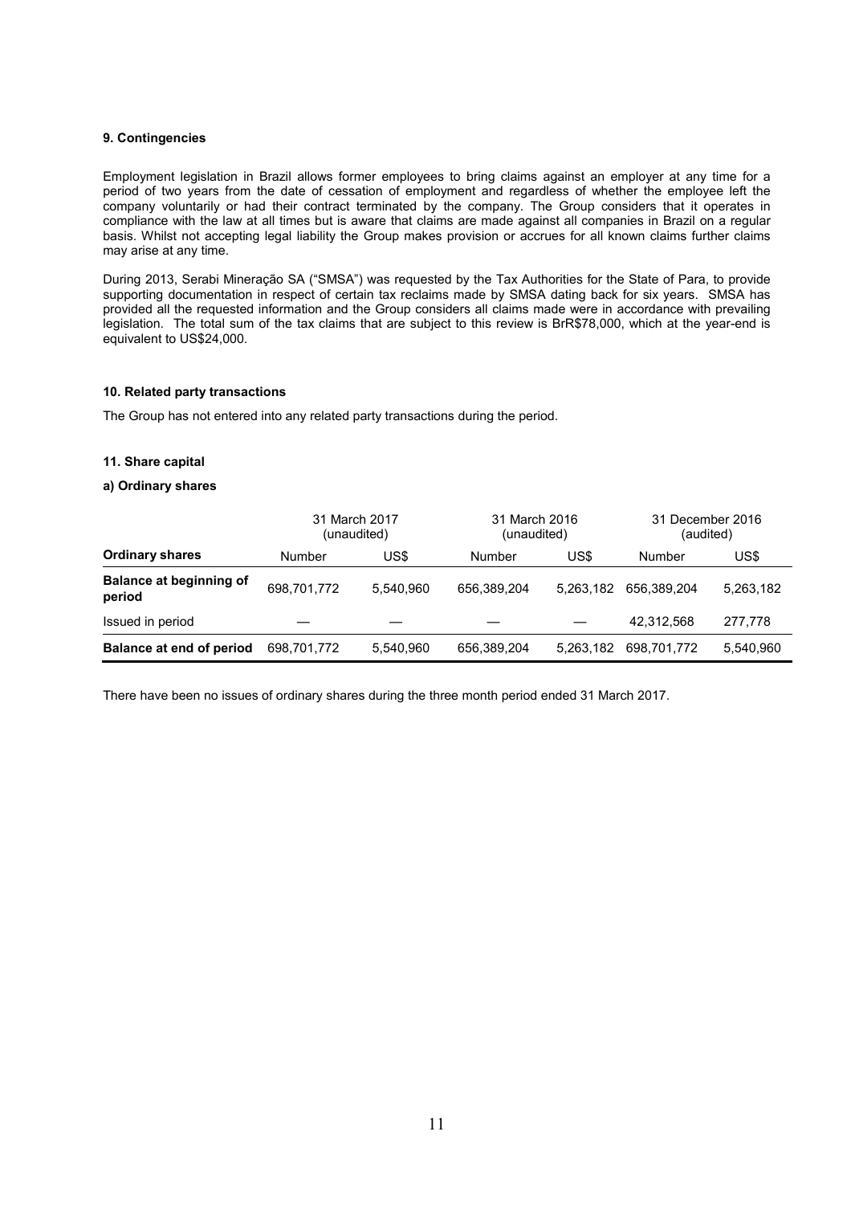### 9. Contingencies

Employment legislation in Brazil allows former employees to bring claims against an employer at any time for a period of two years from the date of cessation of employment and regardless of whether the employee left the company voluntarily or had their contract terminated by the company. The Group considers that it operates in compliance with the law at all times but is aware that claims are made against all companies in Brazil on a regular basis. Whilst not accepting legal liability the Group makes provision or accrues for all known claims further claims may arise at any time.

During 2013, Serabi Mineração SA ("SMSA") was requested by the Tax Authorities for the State of Para, to provide supporting documentation in respect of certain tax reclaims made by SMSA dating back for six years. SMSA has provided all the requested information and the Group considers all claims made were in accordance with prevailing legislation. The total sum of the tax claims that are subject to this review is BrR$78,000, which at the year-end is equivalent to US$24,000.

### 10. Related party transactions

The Group has not entered into any related party transactions during the period.

### 11. Share capital

#### a) Ordinary shares

| | 31 March 2017 (unaudited) | | 31 March 2016 (unaudited) | | 31 December 2016 (audited) | |
|---|---|---|---|---|---|---|
| **Ordinary shares** | Number | US$ | Number | US$ | Number | US$ |
| **Balance at beginning of period** | 698,701,772 | 5,540,960 | 656,389,204 | 5,263,182 | 656,389,204 | 5,263,182 |
| Issued in period | — | — | — | — | 42,312,568 | 277,778 |
| **Balance at end of period** | 698,701,772 | 5,540,960 | 656,389,204 | 5,263,182 | 698,701,772 | 5,540,960 |

There have been no issues of ordinary shares during the three month period ended 31 March 2017.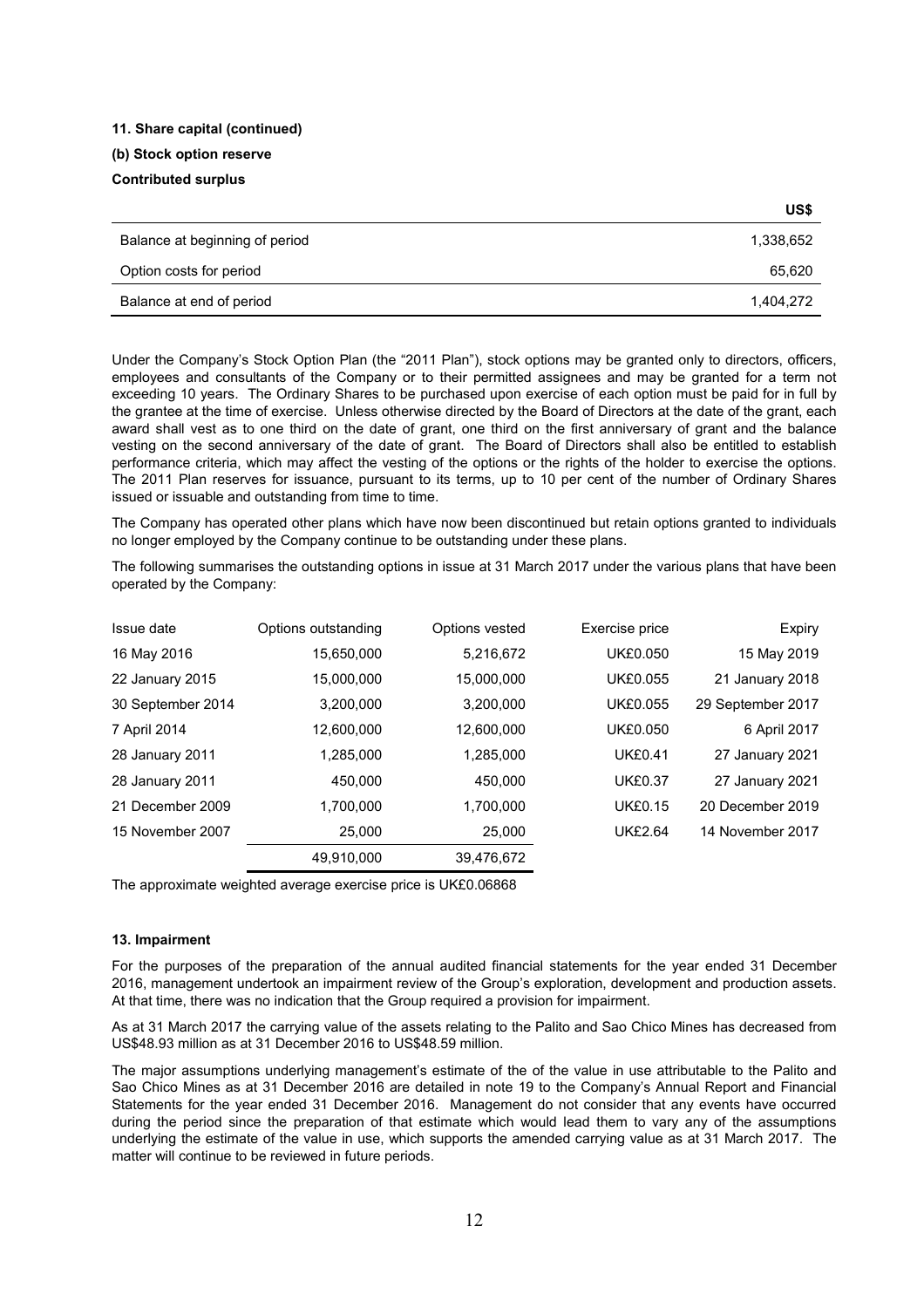**11. Share capital (continued)**

**(b) Stock option reserve**

**Contributed surplus**

| | US$ |
|---|---|
| Balance at beginning of period | 1,338,652 |
| Option costs for period | 65,620 |
| Balance at end of period | 1,404,272 |

Under the Company's Stock Option Plan (the "2011 Plan"), stock options may be granted only to directors, officers, employees and consultants of the Company or to their permitted assignees and may be granted for a term not exceeding 10 years. The Ordinary Shares to be purchased upon exercise of each option must be paid for in full by the grantee at the time of exercise. Unless otherwise directed by the Board of Directors at the date of the grant, each award shall vest as to one third on the date of grant, one third on the first anniversary of grant and the balance vesting on the second anniversary of the date of grant. The Board of Directors shall also be entitled to establish performance criteria, which may affect the vesting of the options or the rights of the holder to exercise the options. The 2011 Plan reserves for issuance, pursuant to its terms, up to 10 per cent of the number of Ordinary Shares issued or issuable and outstanding from time to time.

The Company has operated other plans which have now been discontinued but retain options granted to individuals no longer employed by the Company continue to be outstanding under these plans.

The following summarises the outstanding options in issue at 31 March 2017 under the various plans that have been operated by the Company:

| Issue date | Options outstanding | Options vested | Exercise price | Expiry |
|---|---|---|---|---|
| 16 May 2016 | 15,650,000 | 5,216,672 | UK£0.050 | 15 May 2019 |
| 22 January 2015 | 15,000,000 | 15,000,000 | UK£0.055 | 21 January 2018 |
| 30 September 2014 | 3,200,000 | 3,200,000 | UK£0.055 | 29 September 2017 |
| 7 April 2014 | 12,600,000 | 12,600,000 | UK£0.050 | 6 April 2017 |
| 28 January 2011 | 1,285,000 | 1,285,000 | UK£0.41 | 27 January 2021 |
| 28 January 2011 | 450,000 | 450,000 | UK£0.37 | 27 January 2021 |
| 21 December 2009 | 1,700,000 | 1,700,000 | UK£0.15 | 20 December 2019 |
| 15 November 2007 | 25,000 | 25,000 | UK£2.64 | 14 November 2017 |
| | 49,910,000 | 39,476,672 | | |

The approximate weighted average exercise price is UK£0.06868

**13. Impairment**

For the purposes of the preparation of the annual audited financial statements for the year ended 31 December 2016, management undertook an impairment review of the Group's exploration, development and production assets. At that time, there was no indication that the Group required a provision for impairment.

As at 31 March 2017 the carrying value of the assets relating to the Palito and Sao Chico Mines has decreased from US$48.93 million as at 31 December 2016 to US$48.59 million.

The major assumptions underlying management's estimate of the of the value in use attributable to the Palito and Sao Chico Mines as at 31 December 2016 are detailed in note 19 to the Company's Annual Report and Financial Statements for the year ended 31 December 2016. Management do not consider that any events have occurred during the period since the preparation of that estimate which would lead them to vary any of the assumptions underlying the estimate of the value in use, which supports the amended carrying value as at 31 March 2017. The matter will continue to be reviewed in future periods.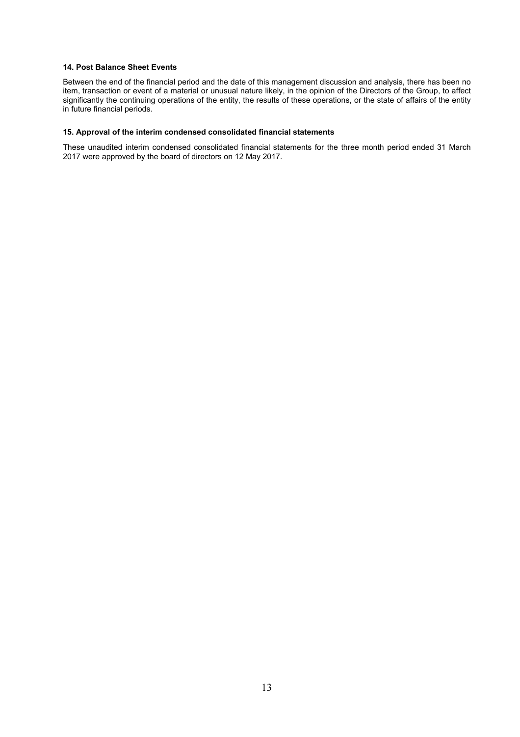### 14. Post Balance Sheet Events

Between the end of the financial period and the date of this management discussion and analysis, there has been no item, transaction or event of a material or unusual nature likely, in the opinion of the Directors of the Group, to affect significantly the continuing operations of the entity, the results of these operations, or the state of affairs of the entity in future financial periods.

### 15. Approval of the interim condensed consolidated financial statements

These unaudited interim condensed consolidated financial statements for the three month period ended 31 March 2017 were approved by the board of directors on 12 May 2017.